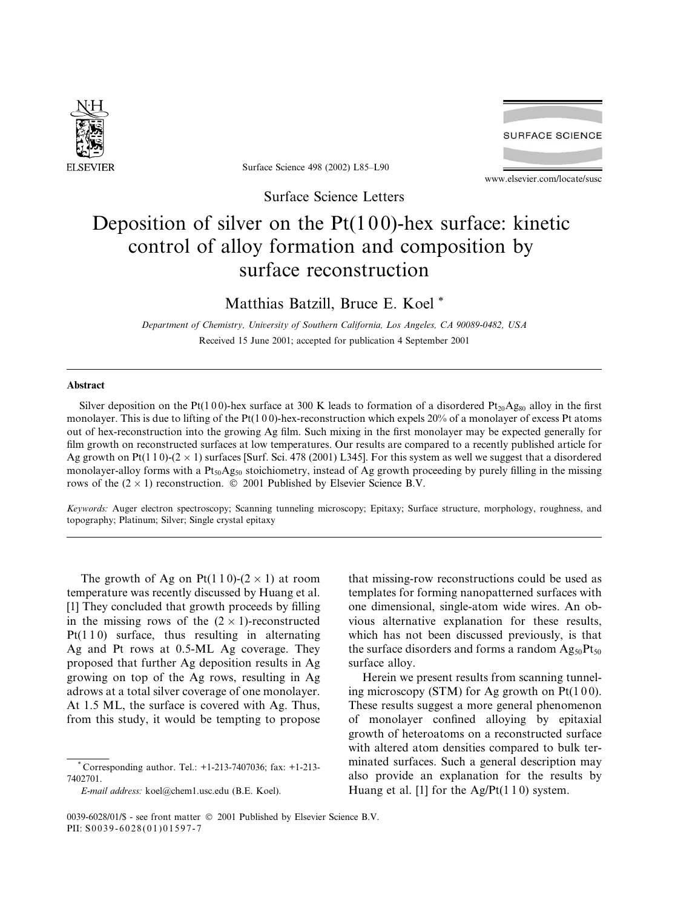Surface Science Letters

# Deposition of silver on the Pt(1 0 0)-hex surface: kinetic control of alloy formation and composition by surface reconstruction

Matthias Batzill, Bruce E. Koel *

*Department of Chemistry, University of Southern California, Los Angeles, CA 90089-0482, USA*

Received 15 June 2001; accepted for publication 4 September 2001

## Abstract

Silver deposition on the Pt(1 0 0)-hex surface at 300 K leads to formation of a disordered $Pt_{20}Ag_{80}$ alloy in the first monolayer. This is due to lifting of the Pt(1 0 0)-hex-reconstruction which expels 20% of a monolayer of excess Pt atoms out of hex-reconstruction into the growing Ag film. Such mixing in the first monolayer may be expected generally for film growth on reconstructed surfaces at low temperatures. Our results are compared to a recently published article for Ag growth on Pt(1 1 0)-(2 × 1) surfaces [Surf. Sci. 478 (2001) L345]. For this system as well we suggest that a disordered monolayer-alloy forms with a $Pt_{50}Ag_{50}$ stoichiometry, instead of Ag growth proceeding by purely filling in the missing rows of the (2 × 1) reconstruction. © 2001 Published by Elsevier Science B.V.

*Keywords:* Auger electron spectroscopy; Scanning tunneling microscopy; Epitaxy; Surface structure, morphology, roughness, and topography; Platinum; Silver; Single crystal epitaxy

The growth of Ag on Pt(1 1 0)-(2 × 1) at room temperature was recently discussed by Huang et al. [1] They concluded that growth proceeds by filling in the missing rows of the (2 × 1)-reconstructed Pt(1 1 0) surface, thus resulting in alternating Ag and Pt rows at 0.5-ML Ag coverage. They proposed that further Ag deposition results in Ag growing on top of the Ag rows, resulting in Ag adrows at a total silver coverage of one monolayer. At 1.5 ML, the surface is covered with Ag. Thus, from this study, it would be tempting to propose that missing-row reconstructions could be used as templates for forming nanopatterned surfaces with one dimensional, single-atom wide wires. An obvious alternative explanation for these results, which has not been discussed previously, is that the surface disorders and forms a random $Ag_{50}Pt_{50}$ surface alloy.

Herein we present results from scanning tunneling microscopy (STM) for Ag growth on Pt(1 0 0). These results suggest a more general phenomenon of monolayer confined alloying by epitaxial growth of heteroatoms on a reconstructed surface with altered atom densities compared to bulk terminated surfaces. Such a general description may also provide an explanation for the results by Huang et al. [1] for the Ag/Pt(1 1 0) system.

* Corresponding author. Tel.: +1-213-7407036; fax: +1-213-7402701.
*E-mail address:* koel@chem1.usc.edu (B.E. Koel).

0039-6028/01/$ - see front matter © 2001 Published by Elsevier Science B.V.
PII: S0039-6028(01)01597-7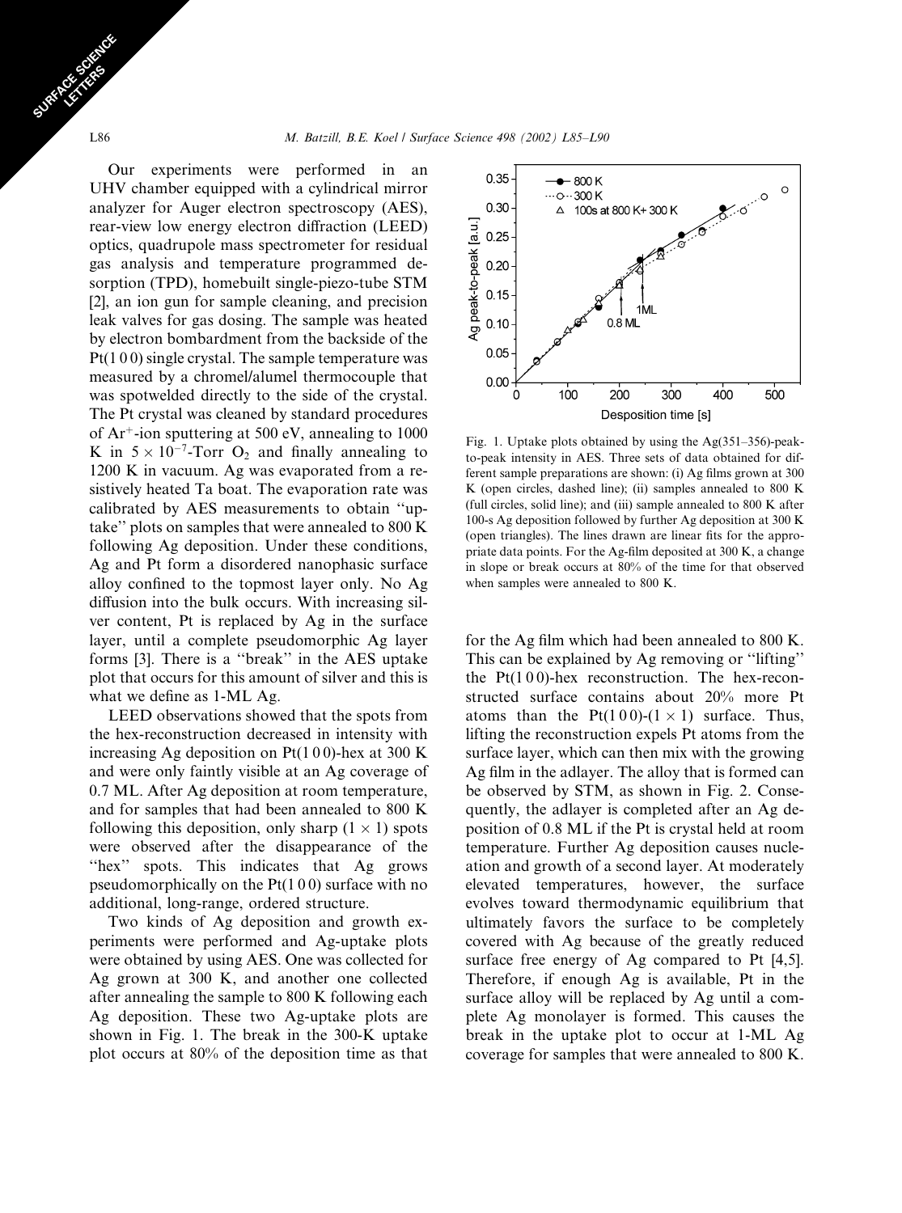Our experiments were performed in an UHV chamber equipped with a cylindrical mirror analyzer for Auger electron spectroscopy (AES), rear-view low energy electron diffraction (LEED) optics, quadrupole mass spectrometer for residual gas analysis and temperature programmed desorption (TPD), homebuilt single-piezo-tube STM [2], an ion gun for sample cleaning, and precision leak valves for gas dosing. The sample was heated by electron bombardment from the backside of the Pt(1 0 0) single crystal. The sample temperature was measured by a chromel/alumel thermocouple that was spotwelded directly to the side of the crystal. The Pt crystal was cleaned by standard procedures of $Ar^+$-ion sputtering at 500 eV, annealing to 1000 K in $5 \times 10^{-7}$-Torr $O_2$ and finally annealing to 1200 K in vacuum. Ag was evaporated from a resistively heated Ta boat. The evaporation rate was calibrated by AES measurements to obtain "uptake" plots on samples that were annealed to 800 K following Ag deposition. Under these conditions, Ag and Pt form a disordered nanophasic surface alloy confined to the topmost layer only. No Ag diffusion into the bulk occurs. With increasing silver content, Pt is replaced by Ag in the surface layer, until a complete pseudomorphic Ag layer forms [3]. There is a "break" in the AES uptake plot that occurs for this amount of silver and this is what we define as 1-ML Ag.

LEED observations showed that the spots from the hex-reconstruction decreased in intensity with increasing Ag deposition on Pt(1 0 0)-hex at 300 K and were only faintly visible at an Ag coverage of 0.7 ML. After Ag deposition at room temperature, and for samples that had been annealed to 800 K following this deposition, only sharp $(1 \times 1)$ spots were observed after the disappearance of the "hex" spots. This indicates that Ag grows pseudomorphically on the Pt(1 0 0) surface with no additional, long-range, ordered structure.

Two kinds of Ag deposition and growth experiments were performed and Ag-uptake plots were obtained by using AES. One was collected for Ag grown at 300 K, and another one collected after annealing the sample to 800 K following each Ag deposition. These two Ag-uptake plots are shown in Fig. 1. The break in the 300-K uptake plot occurs at 80% of the deposition time as that for the Ag film which had been annealed to 800 K. This can be explained by Ag removing or "lifting" the Pt(1 0 0)-hex reconstruction. The hex-reconstructed surface contains about 20% more Pt atoms than the Pt(1 0 0)-$(1 \times 1)$ surface. Thus, lifting the reconstruction expels Pt atoms from the surface layer, which can then mix with the growing Ag film in the adlayer. The alloy that is formed can be observed by STM, as shown in Fig. 2. Consequently, the adlayer is completed after an Ag deposition of 0.8 ML if the Pt is crystal held at room temperature. Further Ag deposition causes nucleation and growth of a second layer. At moderately elevated temperatures, however, the surface evolves toward thermodynamic equilibrium that ultimately favors the surface to be completely covered with Ag because of the greatly reduced surface free energy of Ag compared to Pt [4,5]. Therefore, if enough Ag is available, Pt in the surface alloy will be replaced by Ag until a complete Ag monolayer is formed. This causes the break in the uptake plot to occur at 1-ML Ag coverage for samples that were annealed to 800 K.

800 K
300 K
100s at 800 K+ 300 K
Ag peak-to-peak [a.u.]
0.00
0.05
0.10
0.15
0.20
0.25
0.30
0.35
1ML
0.8 ML
0
100
200
300
400
500
Desposition time [s]

Fig. 1. Uptake plots obtained by using the Ag(351–356)-peak-to-peak intensity in AES. Three sets of data obtained for different sample preparations are shown: (i) Ag films grown at 300 K (open circles, dashed line); (ii) samples annealed to 800 K (full circles, solid line); and (iii) sample annealed to 800 K after 100-s Ag deposition followed by further Ag deposition at 300 K (open triangles). The lines drawn are linear fits for the appropriate data points. For the Ag-film deposited at 300 K, a change in slope or break occurs at 80% of the time for that observed when samples were annealed to 800 K.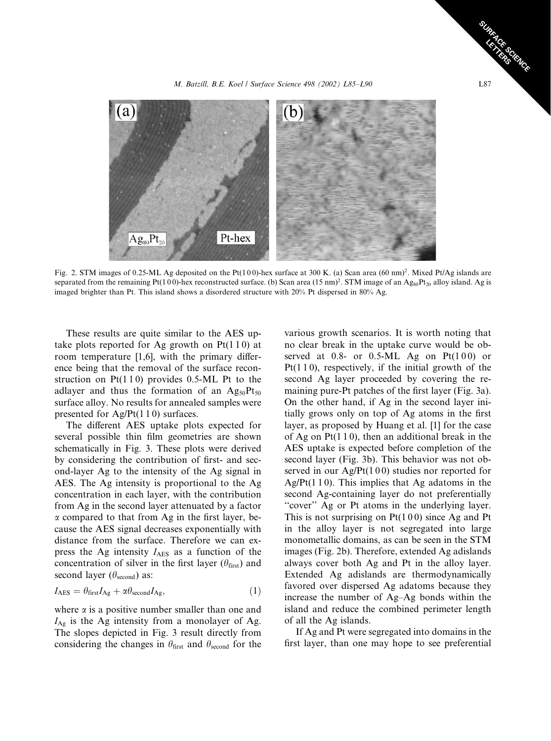(a)

$Ag_{80}Pt_{20}$

Pt-hex

(b)

Fig. 2. STM images of 0.25-ML Ag deposited on the Pt(1 0 0)-hex surface at 300 K. (a) Scan area $(60\ nm)^2$. Mixed Pt/Ag islands are separated from the remaining Pt(1 0 0)-hex reconstructed surface. (b) Scan area $(15\ nm)^2$. STM image of an $Ag_{80}Pt_{20}$ alloy island. Ag is imaged brighter than Pt. This island shows a disordered structure with 20% Pt dispersed in 80% Ag.

These results are quite similar to the AES uptake plots reported for Ag growth on Pt(1 1 0) at room temperature [1,6], with the primary difference being that the removal of the surface reconstruction on Pt(1 1 0) provides 0.5-ML Pt to the adlayer and thus the formation of an $Ag_{50}Pt_{50}$ surface alloy. No results for annealed samples were presented for Ag/Pt(1 1 0) surfaces.

The different AES uptake plots expected for several possible thin film geometries are shown schematically in Fig. 3. These plots were derived by considering the contribution of first- and second-layer Ag to the intensity of the Ag signal in AES. The Ag intensity is proportional to the Ag concentration in each layer, with the contribution from Ag in the second layer attenuated by a factor $\alpha$ compared to that from Ag in the first layer, because the AES signal decreases exponentially with distance from the surface. Therefore we can express the Ag intensity $I_{AES}$ as a function of the concentration of silver in the first layer ($\theta_{first}$) and second layer ($\theta_{second}$) as:

$$I_{AES} = \theta_{first} I_{Ag} + \alpha \theta_{second} I_{Ag}, \tag{1}$$

where $\alpha$ is a positive number smaller than one and $I_{Ag}$ is the Ag intensity from a monolayer of Ag. The slopes depicted in Fig. 3 result directly from considering the changes in $\theta_{first}$ and $\theta_{second}$ for the various growth scenarios. It is worth noting that no clear break in the uptake curve would be observed at 0.8- or 0.5-ML Ag on Pt(1 0 0) or Pt(1 1 0), respectively, if the initial growth of the second Ag layer proceeded by covering the remaining pure-Pt patches of the first layer (Fig. 3a). On the other hand, if Ag in the second layer initially grows only on top of Ag atoms in the first layer, as proposed by Huang et al. [1] for the case of Ag on Pt(1 1 0), then an additional break in the AES uptake is expected before completion of the second layer (Fig. 3b). This behavior was not observed in our Ag/Pt(1 0 0) studies nor reported for Ag/Pt(1 1 0). This implies that Ag adatoms in the second Ag-containing layer do not preferentially "cover" Ag or Pt atoms in the underlying layer. This is not surprising on Pt(1 0 0) since Ag and Pt in the alloy layer is not segregated into large monometallic domains, as can be seen in the STM images (Fig. 2b). Therefore, extended Ag adislands always cover both Ag and Pt in the alloy layer. Extended Ag adislands are thermodynamically favored over dispersed Ag adatoms because they increase the number of Ag–Ag bonds within the island and reduce the combined perimeter length of all the Ag islands.

If Ag and Pt were segregated into domains in the first layer, than one may hope to see preferential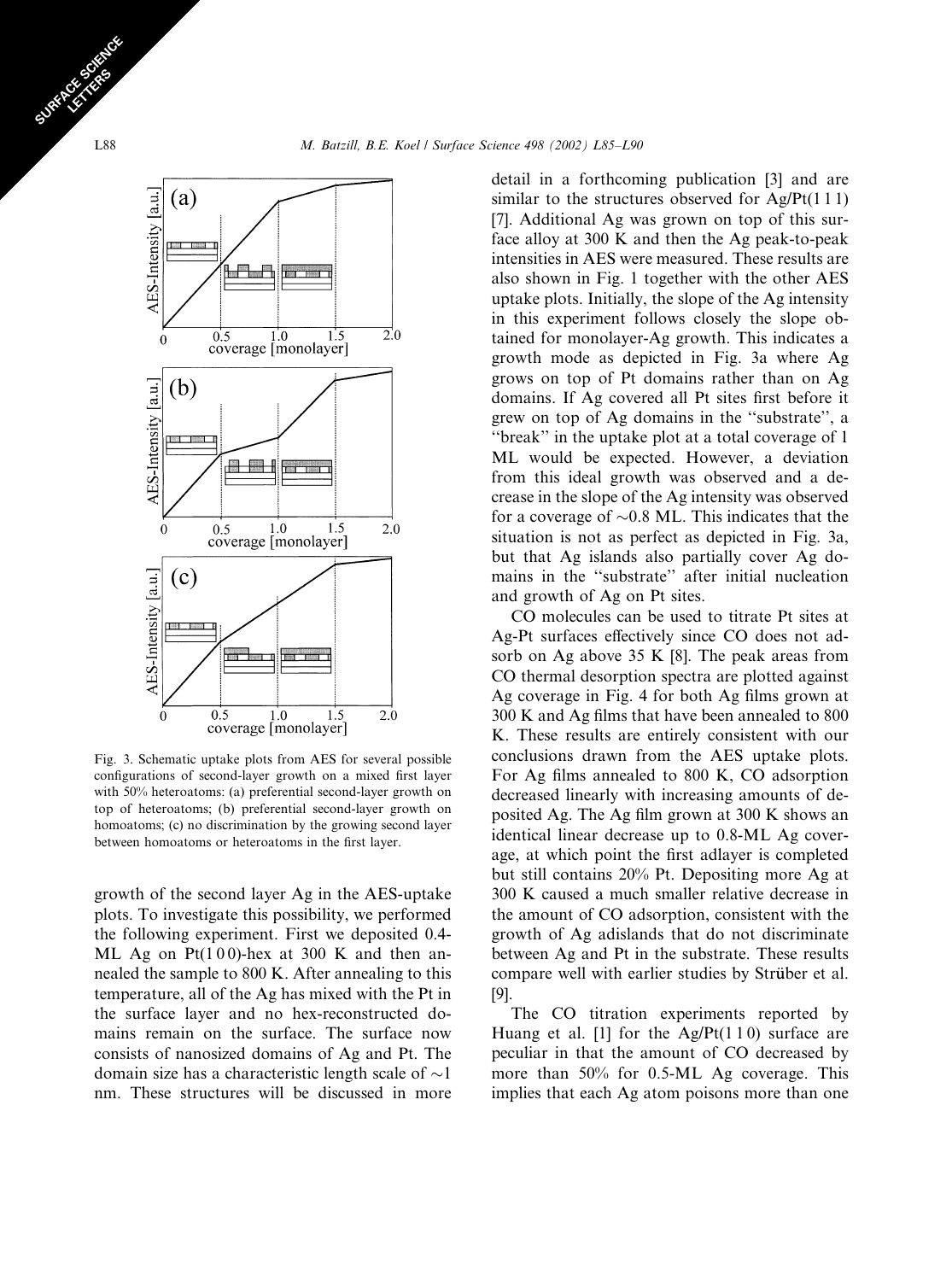(a)

AES-Intensity [a.u.]

0 0.5 1.0 1.5 2.0

coverage [monolayer]

(b)

AES-Intensity [a.u.]

0 0.5 1.0 1.5 2.0

coverage [monolayer]

(c)

AES-Intensity [a.u.]

0 0.5 1.0 1.5 2.0

coverage [monolayer]

Fig. 3. Schematic uptake plots from AES for several possible configurations of second-layer growth on a mixed first layer with 50% heteroatoms: (a) preferential second-layer growth on top of heteroatoms; (b) preferential second-layer growth on homoatoms; (c) no discrimination by the growing second layer between homoatoms or heteroatoms in the first layer.

growth of the second layer Ag in the AES-uptake plots. To investigate this possibility, we performed the following experiment. First we deposited 0.4-ML Ag on Pt(1 0 0)-hex at 300 K and then annealed the sample to 800 K. After annealing to this temperature, all of the Ag has mixed with the Pt in the surface layer and no hex-reconstructed domains remain on the surface. The surface now consists of nanosized domains of Ag and Pt. The domain size has a characteristic length scale of ~1 nm. These structures will be discussed in more detail in a forthcoming publication [3] and are similar to the structures observed for Ag/Pt(1 1 1) [7]. Additional Ag was grown on top of this surface alloy at 300 K and then the Ag peak-to-peak intensities in AES were measured. These results are also shown in Fig. 1 together with the other AES uptake plots. Initially, the slope of the Ag intensity in this experiment follows closely the slope obtained for monolayer-Ag growth. This indicates a growth mode as depicted in Fig. 3a where Ag grows on top of Pt domains rather than on Ag domains. If Ag covered all Pt sites first before it grew on top of Ag domains in the "substrate", a "break" in the uptake plot at a total coverage of 1 ML would be expected. However, a deviation from this ideal growth was observed and a decrease in the slope of the Ag intensity was observed for a coverage of ~0.8 ML. This indicates that the situation is not as perfect as depicted in Fig. 3a, but that Ag islands also partially cover Ag domains in the "substrate" after initial nucleation and growth of Ag on Pt sites.

CO molecules can be used to titrate Pt sites at Ag-Pt surfaces effectively since CO does not adsorb on Ag above 35 K [8]. The peak areas from CO thermal desorption spectra are plotted against Ag coverage in Fig. 4 for both Ag films grown at 300 K and Ag films that have been annealed to 800 K. These results are entirely consistent with our conclusions drawn from the AES uptake plots. For Ag films annealed to 800 K, CO adsorption decreased linearly with increasing amounts of deposited Ag. The Ag film grown at 300 K shows an identical linear decrease up to 0.8-ML Ag coverage, at which point the first adlayer is completed but still contains 20% Pt. Depositing more Ag at 300 K caused a much smaller relative decrease in the amount of CO adsorption, consistent with the growth of Ag adislands that do not discriminate between Ag and Pt in the substrate. These results compare well with earlier studies by Strüber et al. [9].

The CO titration experiments reported by Huang et al. [1] for the Ag/Pt(1 1 0) surface are peculiar in that the amount of CO decreased by more than 50% for 0.5-ML Ag coverage. This implies that each Ag atom poisons more than one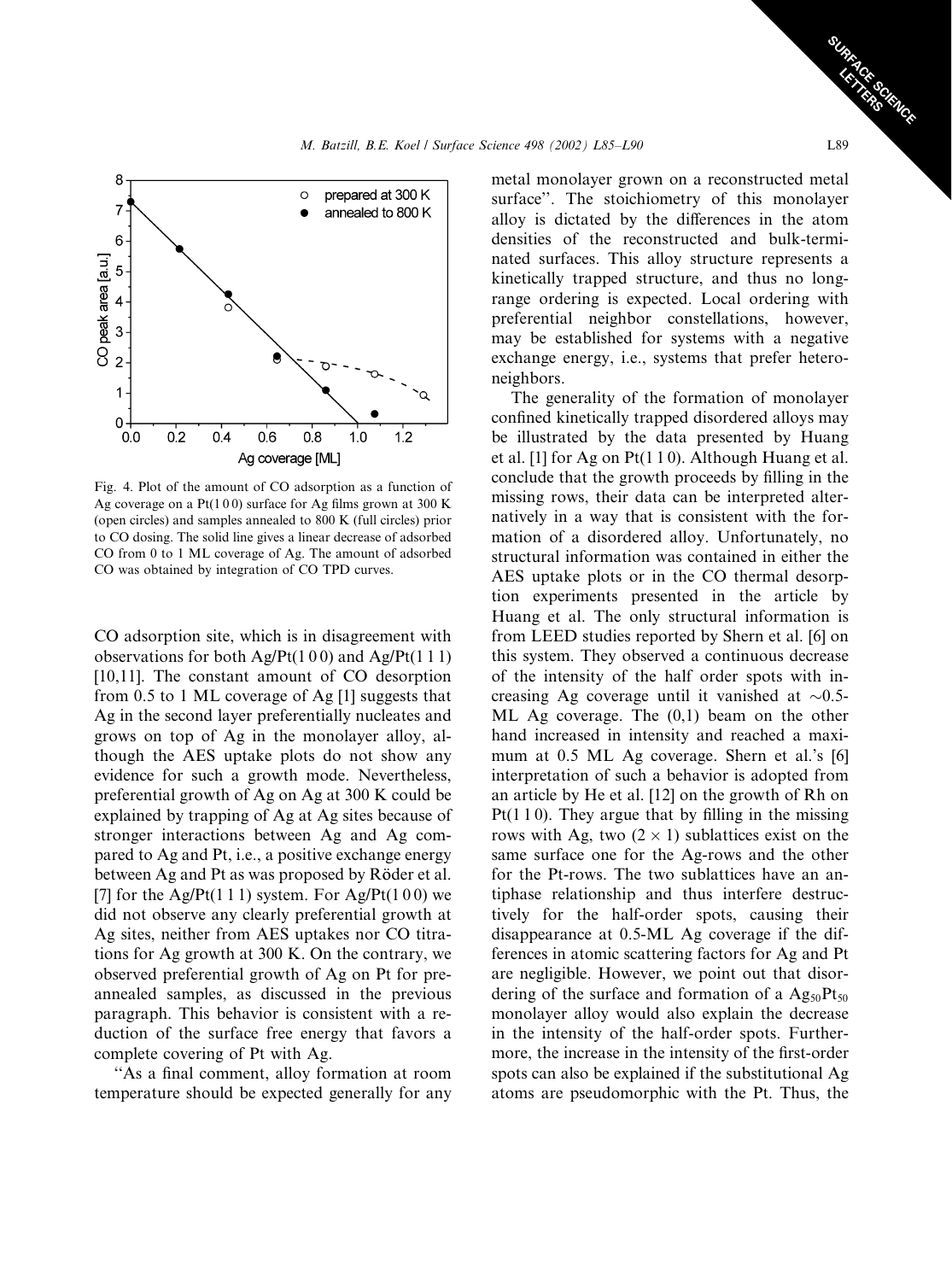CO peak area [a.u.]

Ag coverage [ML]

prepared at 300 K

annealed to 800 K

0.0 0.2 0.4 0.6 0.8 1.0 1.2

0 1 2 3 4 5 6 7 8

Fig. 4. Plot of the amount of CO adsorption as a function of Ag coverage on a Pt(1 0 0) surface for Ag films grown at 300 K (open circles) and samples annealed to 800 K (full circles) prior to CO dosing. The solid line gives a linear decrease of adsorbed CO from 0 to 1 ML coverage of Ag. The amount of adsorbed CO was obtained by integration of CO TPD curves.

CO adsorption site, which is in disagreement with observations for both Ag/Pt(1 0 0) and Ag/Pt(1 1 1) [10,11]. The constant amount of CO desorption from 0.5 to 1 ML coverage of Ag [1] suggests that Ag in the second layer preferentially nucleates and grows on top of Ag in the monolayer alloy, although the AES uptake plots do not show any evidence for such a growth mode. Nevertheless, preferential growth of Ag on Ag at 300 K could be explained by trapping of Ag at Ag sites because of stronger interactions between Ag and Ag compared to Ag and Pt, i.e., a positive exchange energy between Ag and Pt as was proposed by Röder et al. [7] for the Ag/Pt(1 1 1) system. For Ag/Pt(1 0 0) we did not observe any clearly preferential growth at Ag sites, neither from AES uptakes nor CO titrations for Ag growth at 300 K. On the contrary, we observed preferential growth of Ag on Pt for preannealed samples, as discussed in the previous paragraph. This behavior is consistent with a reduction of the surface free energy that favors a complete covering of Pt with Ag.

"As a final comment, alloy formation at room temperature should be expected generally for any metal monolayer grown on a reconstructed metal surface". The stoichiometry of this monolayer alloy is dictated by the differences in the atom densities of the reconstructed and bulk-terminated surfaces. This alloy structure represents a kinetically trapped structure, and thus no long-range ordering is expected. Local ordering with preferential neighbor constellations, however, may be established for systems with a negative exchange energy, i.e., systems that prefer heteroneighbors.

The generality of the formation of monolayer confined kinetically trapped disordered alloys may be illustrated by the data presented by Huang et al. [1] for Ag on Pt(1 1 0). Although Huang et al. conclude that the growth proceeds by filling in the missing rows, their data can be interpreted alternatively in a way that is consistent with the formation of a disordered alloy. Unfortunately, no structural information was contained in either the AES uptake plots or in the CO thermal desorption experiments presented in the article by Huang et al. The only structural information is from LEED studies reported by Shern et al. [6] on this system. They observed a continuous decrease of the intensity of the half order spots with increasing Ag coverage until it vanished at ~0.5-ML Ag coverage. The (0,1) beam on the other hand increased in intensity and reached a maximum at 0.5 ML Ag coverage. Shern et al.'s [6] interpretation of such a behavior is adopted from an article by He et al. [12] on the growth of Rh on Pt(1 1 0). They argue that by filling in the missing rows with Ag, two $(2 \times 1)$ sublattices exist on the same surface one for the Ag-rows and the other for the Pt-rows. The two sublattices have an antiphase relationship and thus interfere destructively for the half-order spots, causing their disappearance at 0.5-ML Ag coverage if the differences in atomic scattering factors for Ag and Pt are negligible. However, we point out that disordering of the surface and formation of a $Ag_{50}Pt_{50}$ monolayer alloy would also explain the decrease in the intensity of the half-order spots. Furthermore, the increase in the intensity of the first-order spots can also be explained if the substitutional Ag atoms are pseudomorphic with the Pt. Thus, the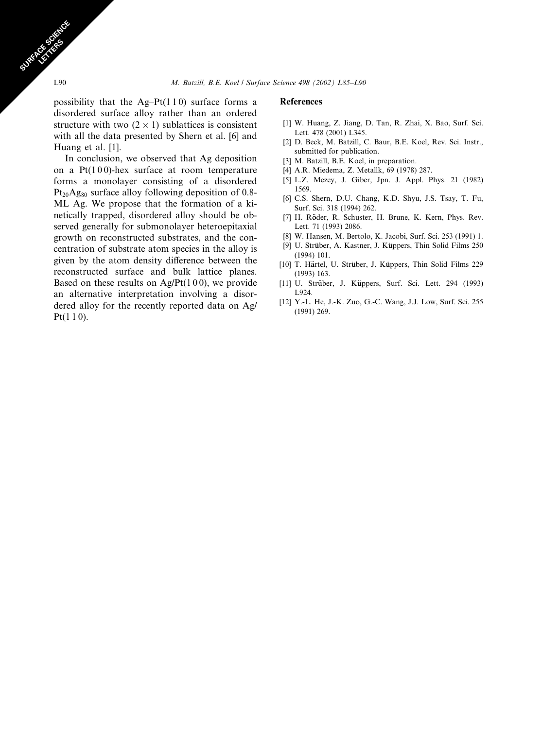possibility that the Ag–Pt(1 1 0) surface forms a disordered surface alloy rather than an ordered structure with two $(2 \times 1)$ sublattices is consistent with all the data presented by Shern et al. [6] and Huang et al. [1].

In conclusion, we observed that Ag deposition on a Pt(1 0 0)-hex surface at room temperature forms a monolayer consisting of a disordered $Pt_{20}Ag_{80}$ surface alloy following deposition of 0.8-ML Ag. We propose that the formation of a kinetically trapped, disordered alloy should be observed generally for submonolayer heteroepitaxial growth on reconstructed substrates, and the concentration of substrate atom species in the alloy is given by the atom density difference between the reconstructed surface and bulk lattice planes. Based on these results on Ag/Pt(1 0 0), we provide an alternative interpretation involving a disordered alloy for the recently reported data on Ag/Pt(1 1 0).

## References

[1] W. Huang, Z. Jiang, D. Tan, R. Zhai, X. Bao, Surf. Sci. Lett. 478 (2001) L345.

[2] D. Beck, M. Batzill, C. Baur, B.E. Koel, Rev. Sci. Instr., submitted for publication.

[3] M. Batzill, B.E. Koel, in preparation.

[4] A.R. Miedema, Z. Metallk, 69 (1978) 287.

[5] L.Z. Mezey, J. Giber, Jpn. J. Appl. Phys. 21 (1982) 1569.

[6] C.S. Shern, D.U. Chang, K.D. Shyu, J.S. Tsay, T. Fu, Surf. Sci. 318 (1994) 262.

[7] H. Röder, R. Schuster, H. Brune, K. Kern, Phys. Rev. Lett. 71 (1993) 2086.

[8] W. Hansen, M. Bertolo, K. Jacobi, Surf. Sci. 253 (1991) 1.

[9] U. Strüber, A. Kastner, J. Küppers, Thin Solid Films 250 (1994) 101.

[10] T. Härtel, U. Strüber, J. Küppers, Thin Solid Films 229 (1993) 163.

[11] U. Strüber, J. Küppers, Surf. Sci. Lett. 294 (1993) L924.

[12] Y.-L. He, J.-K. Zuo, G.-C. Wang, J.J. Low, Surf. Sci. 255 (1991) 269.